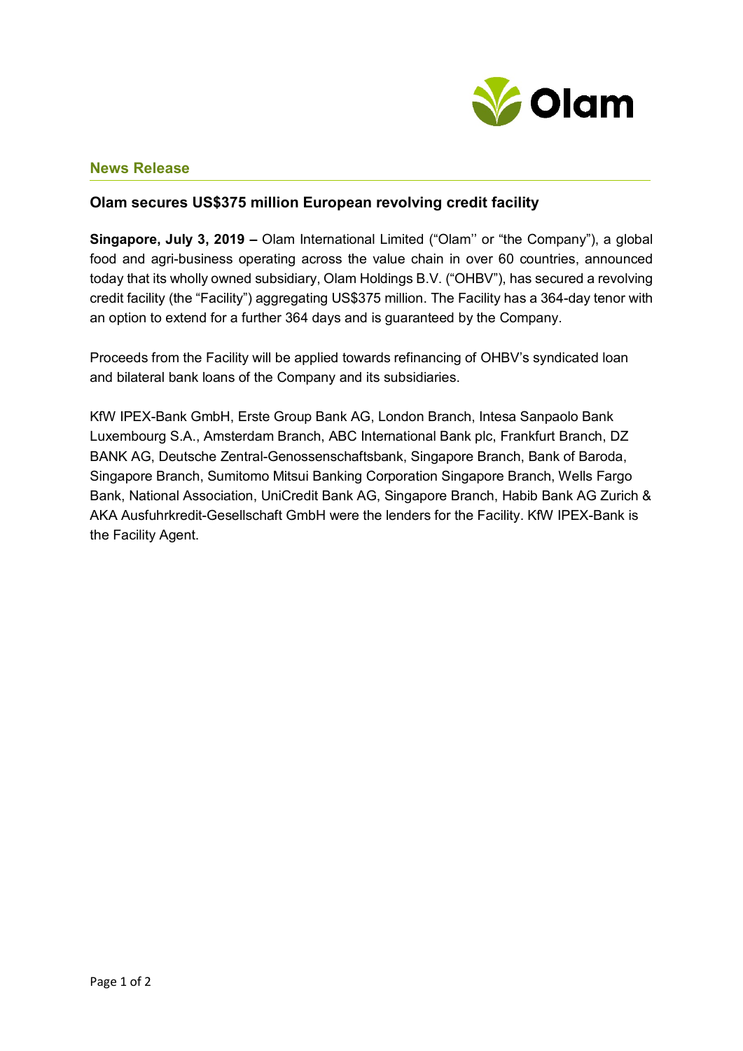## News Release

### Olam secures US$375 million European revolving credit facility

**Singapore, July 3, 2019 –** Olam International Limited ("Olam'' or "the Company"), a global food and agri-business operating across the value chain in over 60 countries, announced today that its wholly owned subsidiary, Olam Holdings B.V. ("OHBV"), has secured a revolving credit facility (the "Facility") aggregating US$375 million. The Facility has a 364-day tenor with an option to extend for a further 364 days and is guaranteed by the Company.

Proceeds from the Facility will be applied towards refinancing of OHBV's syndicated loan and bilateral bank loans of the Company and its subsidiaries.

KfW IPEX-Bank GmbH, Erste Group Bank AG, London Branch, Intesa Sanpaolo Bank Luxembourg S.A., Amsterdam Branch, ABC International Bank plc, Frankfurt Branch, DZ BANK AG, Deutsche Zentral-Genossenschaftsbank, Singapore Branch, Bank of Baroda, Singapore Branch, Sumitomo Mitsui Banking Corporation Singapore Branch, Wells Fargo Bank, National Association, UniCredit Bank AG, Singapore Branch, Habib Bank AG Zurich & AKA Ausfuhrkredit-Gesellschaft GmbH were the lenders for the Facility. KfW IPEX-Bank is the Facility Agent.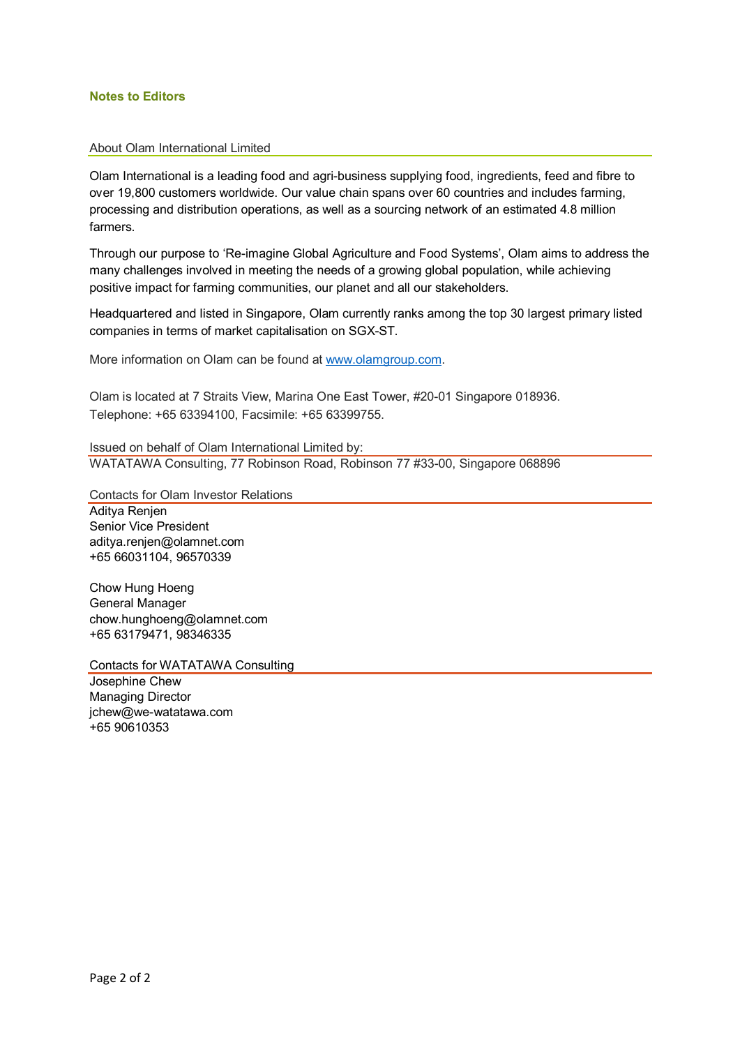## Notes to Editors

### About Olam International Limited

Olam International is a leading food and agri-business supplying food, ingredients, feed and fibre to over 19,800 customers worldwide. Our value chain spans over 60 countries and includes farming, processing and distribution operations, as well as a sourcing network of an estimated 4.8 million farmers.

Through our purpose to 'Re-imagine Global Agriculture and Food Systems', Olam aims to address the many challenges involved in meeting the needs of a growing global population, while achieving positive impact for farming communities, our planet and all our stakeholders.

Headquartered and listed in Singapore, Olam currently ranks among the top 30 largest primary listed companies in terms of market capitalisation on SGX-ST.

More information on Olam can be found at www.olamgroup.com.

Olam is located at 7 Straits View, Marina One East Tower, #20-01 Singapore 018936.
Telephone: +65 63394100, Facsimile: +65 63399755.

### Issued on behalf of Olam International Limited by:

WATATAWA Consulting, 77 Robinson Road, Robinson 77 #33-00, Singapore 068896

### Contacts for Olam Investor Relations

Aditya Renjen
Senior Vice President
aditya.renjen@olamnet.com
+65 66031104, 96570339

Chow Hung Hoeng
General Manager
chow.hunghoeng@olamnet.com
+65 63179471, 98346335

### Contacts for WATATAWA Consulting

Josephine Chew
Managing Director
jchew@we-watatawa.com
+65 90610353